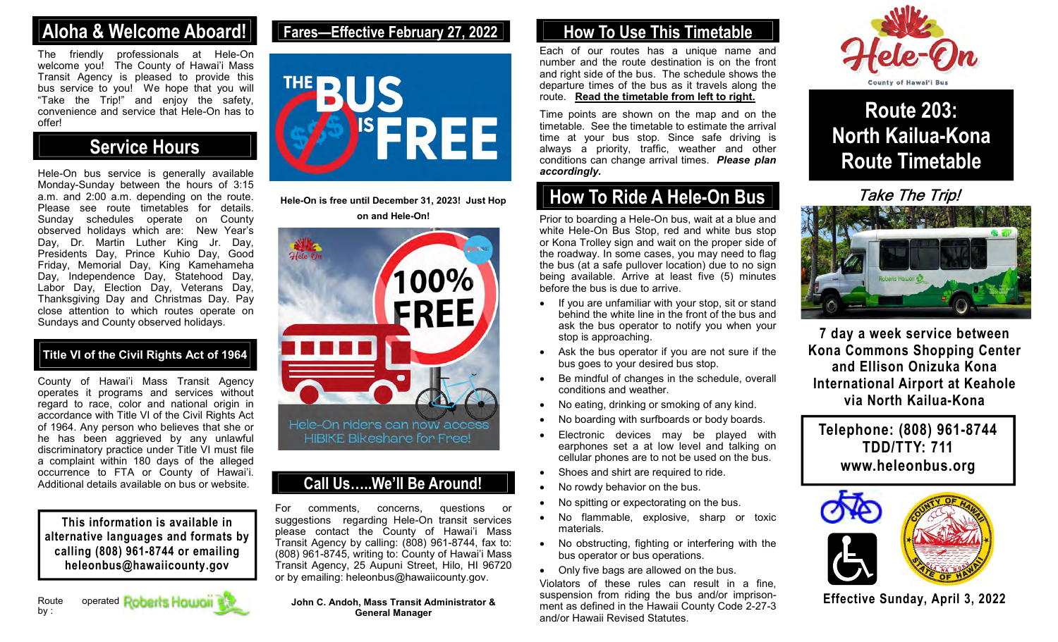# Aloha & Welcome Aboard!

The friendly professionals at Hele-On welcome you! The County of Hawai'i Mass Transit Agency is pleased to provide this bus service to you! We hope that you will "Take the Trip!" and enjoy the safety, convenience and service that Hele-On has to offer!

## Service Hours

Hele-On bus service is generally available Monday-Sunday between the hours of 3:15 a.m. and 2:00 a.m. depending on the route. Please see route timetables for details. Sunday schedules operate on County observed holidays which are: New Year's Day, Dr. Martin Luther King Jr. Day, Presidents Day, Prince Kuhio Day, Good Friday, Memorial Day, King Kamehameha Day, Independence Day, Statehood Day, Labor Day, Election Day, Veterans Day, Thanksgiving Day and Christmas Day. Pay close attention to which routes operate on Sundays and County observed holidays.

## Title VI of the Civil Rights Act of 1964

County of Hawai'i Mass Transit Agency operates it programs and services without regard to race, color and national origin in accordance with Title VI of the Civil Rights Act of 1964. Any person who believes that she or he has been aggrieved by any unlawful discriminatory practice under Title VI must file a complaint within 180 days of the alleged occurrence to FTA or County of Hawai'i. Additional details available on bus or website.

**This information is available in alternative languages and formats by calling (808) 961-8744 or emailing heleonbus@hawaiicounty.gov**

Route operated by: Roberts Hawaii

## Fares—Effective February 27, 2022

THE BUS IS FREE

**Hele-On is free until December 31, 2023! Just Hop on and Hele-On!**

100% FREE

Hele-On riders can now access HIBIKE Bikeshare for Free!

## Call Us.....We'll Be Around!

For comments, concerns, questions or suggestions regarding Hele-On transit services please contact the County of Hawai'i Mass Transit Agency by calling: (808) 961-8744, fax to: (808) 961-8745, writing to: County of Hawai'i Mass Transit Agency, 25 Aupuni Street, Hilo, HI 96720 or by emailing: heleonbus@hawaiicounty.gov.

**John C. Andoh, Mass Transit Administrator & General Manager**

## How To Use This Timetable

Each of our routes has a unique name and number and the route destination is on the front and right side of the bus. The schedule shows the departure times of the bus as it travels along the route. **Read the timetable from left to right.**

Time points are shown on the map and on the timetable. See the timetable to estimate the arrival time at your bus stop. Since safe driving is always a priority, traffic, weather and other conditions can change arrival times. ***Please plan accordingly.***

## How To Ride A Hele-On Bus

Prior to boarding a Hele-On bus, wait at a blue and white Hele-On Bus Stop, red and white bus stop or Kona Trolley sign and wait on the proper side of the roadway. In some cases, you may need to flag the bus (at a safe pullover location) due to no sign being available. Arrive at least five (5) minutes before the bus is due to arrive.

- If you are unfamiliar with your stop, sit or stand behind the white line in the front of the bus and ask the bus operator to notify you when your stop is approaching.
- Ask the bus operator if you are not sure if the bus goes to your desired bus stop.
- Be mindful of changes in the schedule, overall conditions and weather.
- No eating, drinking or smoking of any kind.
- No boarding with surfboards or body boards.
- Electronic devices may be played with earphones set a at low level and talking on cellular phones are to not be used on the bus.
- Shoes and shirt are required to ride.
- No rowdy behavior on the bus.
- No spitting or expectorating on the bus.
- No flammable, explosive, sharp or toxic materials.
- No obstructing, fighting or interfering with the bus operator or bus operations.
- Only five bags are allowed on the bus.

Violators of these rules can result in a fine, suspension from riding the bus and/or imprisonment as defined in the Hawaii County Code 2-27-3 and/or Hawaii Revised Statutes.

Hele-On County of Hawai'i Bus

# Route 203: North Kailua-Kona Route Timetable

*Take The Trip!*

**7 day a week service between Kona Commons Shopping Center and Ellison Onizuka Kona International Airport at Keahole via North Kailua-Kona**

**Telephone: (808) 961-8744**
**TDD/TTY: 711**
**www.heleonbus.org**

**Effective Sunday, April 3, 2022**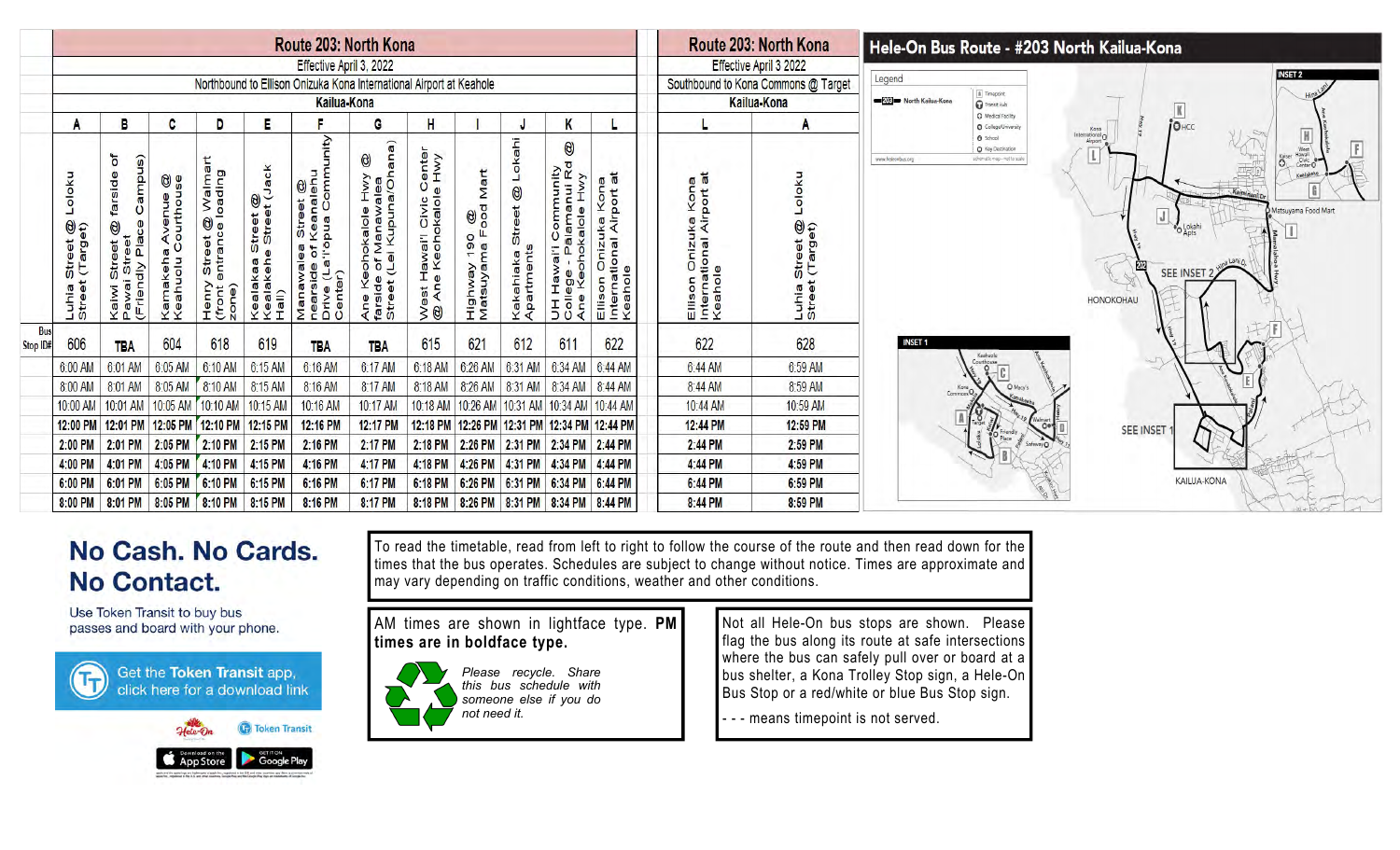## Route 203: North Kona

Effective April 3, 2022

Northbound to Ellison Onizuka Kona International Airport at Keahole

Kailua-Kona

| | A | B | C | D | E | F | G | H | I | J | K | L |
|---|---|---|---|---|---|---|---|---|---|---|---|---|
| | Luhia Street @ Loloku Street (Target) | Kaiwi Street @ farside of Pawai Street (Friendly Place Campus) | Kamakeha Avenue @ Keahuolu Courthouse | Henry Street @ Walmart (front entrance loading zone) | Kealakaa Street @ Kealakehe Street (Jack Hall) | Manawalea Street @ nearside of Keanalehu Drive (La'ōpua Community Center) | Ane Keohokalole Hwy @ farside of Manawalea Street (Lei Kupuna/Ohana) | West Hawai'i Civic Center @ Ane Keohokalole Hwy | Highway 190 @ Matsuyama Food Mart | Kakahiaka Street @ Lokahi Apartments | UH Hawai'i Community College - Palamanui Rd @ Ane Keohokalole Hwy | Ellison Onizuka Kona International Airport at Keahole |
| Bus Stop ID# | 606 | TBA | 604 | 618 | 619 | TBA | TBA | 615 | 621 | 612 | 611 | 622 |
| | 6:00 AM | 6:01 AM | 6:05 AM | 6:10 AM | 6:15 AM | 6:16 AM | 6:17 AM | 6:18 AM | 6:26 AM | 6:31 AM | 6:34 AM | 6:44 AM |
| | 8:00 AM | 8:01 AM | 8:05 AM | 8:10 AM | 8:15 AM | 8:16 AM | 8:17 AM | 8:18 AM | 8:26 AM | 8:31 AM | 8:34 AM | 8:44 AM |
| | 10:00 AM | 10:01 AM | 10:05 AM | 10:10 AM | 10:15 AM | 10:16 AM | 10:17 AM | 10:18 AM | 10:26 AM | 10:31 AM | 10:34 AM | 10:44 AM |
| | **12:00 PM** | **12:01 PM** | **12:05 PM** | **12:10 PM** | **12:15 PM** | **12:16 PM** | **12:17 PM** | **12:18 PM** | **12:26 PM** | **12:31 PM** | **12:34 PM** | **12:44 PM** |
| | **2:00 PM** | **2:01 PM** | **2:05 PM** | **2:10 PM** | **2:15 PM** | **2:16 PM** | **2:17 PM** | **2:18 PM** | **2:26 PM** | **2:31 PM** | **2:34 PM** | **2:44 PM** |
| | **4:00 PM** | **4:01 PM** | **4:05 PM** | **4:10 PM** | **4:15 PM** | **4:16 PM** | **4:17 PM** | **4:18 PM** | **4:26 PM** | **4:31 PM** | **4:34 PM** | **4:44 PM** |
| | **6:00 PM** | **6:01 PM** | **6:05 PM** | **6:10 PM** | **6:15 PM** | **6:16 PM** | **6:17 PM** | **6:18 PM** | **6:26 PM** | **6:31 PM** | **6:34 PM** | **6:44 PM** |
| | **8:00 PM** | **8:01 PM** | **8:05 PM** | **8:10 PM** | **8:15 PM** | **8:16 PM** | **8:17 PM** | **8:18 PM** | **8:26 PM** | **8:31 PM** | **8:34 PM** | **8:44 PM** |

## Route 203: North Kona

Effective April 3 2022

Southbound to Kona Commons @ Target

Kailua-Kona

| L | A |
|---|---|
| Ellison Onizuka Kona International Airport at Keahole | Luhia Street @ Loloku Street (Target) |
| 622 | 628 |
| 6:44 AM | 6:59 AM |
| 8:44 AM | 8:59 AM |
| 10:44 AM | 10:59 AM |
| **12:44 PM** | **12:59 PM** |
| **2:44 PM** | **2:59 PM** |
| **4:44 PM** | **4:59 PM** |
| **6:44 PM** | **6:59 PM** |
| **8:44 PM** | **8:59 PM** |

## Hele-On Bus Route - #203 North Kailua-Kona

Legend

203 North Kailua-Kona

Timepoint
Transit Hub
Medical Facility
College/University
School
Key Destination

www.heleonbus.org

schematic map - not to scale

INSET 1

INSET 2

SEE INSET 1

SEE INSET 2

HONOKOHAU

KAILUA-KONA

Kona International Airport

Matsuyama Food Mart

Lokahi Apts

HCC

West Hawaii Civic Center

Keahuolu Courthouse

Kona Commons

Target

Friendly Place

Walmart

Safeway

Macy's

# No Cash. No Cards. No Contact.

Use Token Transit to buy bus passes and board with your phone.

Get the **Token Transit** app, click here for a download link

Hele-On

Token Transit

Download on the App Store

GET IT ON Google Play

To read the timetable, read from left to right to follow the course of the route and then read down for the times that the bus operates. Schedules are subject to change without notice. Times are approximate and may vary depending on traffic conditions, weather and other conditions.

AM times are shown in lightface type. **PM times are in boldface type.**

*Please recycle. Share this bus schedule with someone else if you do not need it.*

Not all Hele-On bus stops are shown. Please flag the bus along its route at safe intersections where the bus can safely pull over or board at a bus shelter, a Kona Trolley Stop sign, a Hele-On Bus Stop or a red/white or blue Bus Stop sign.

- - - means timepoint is not served.